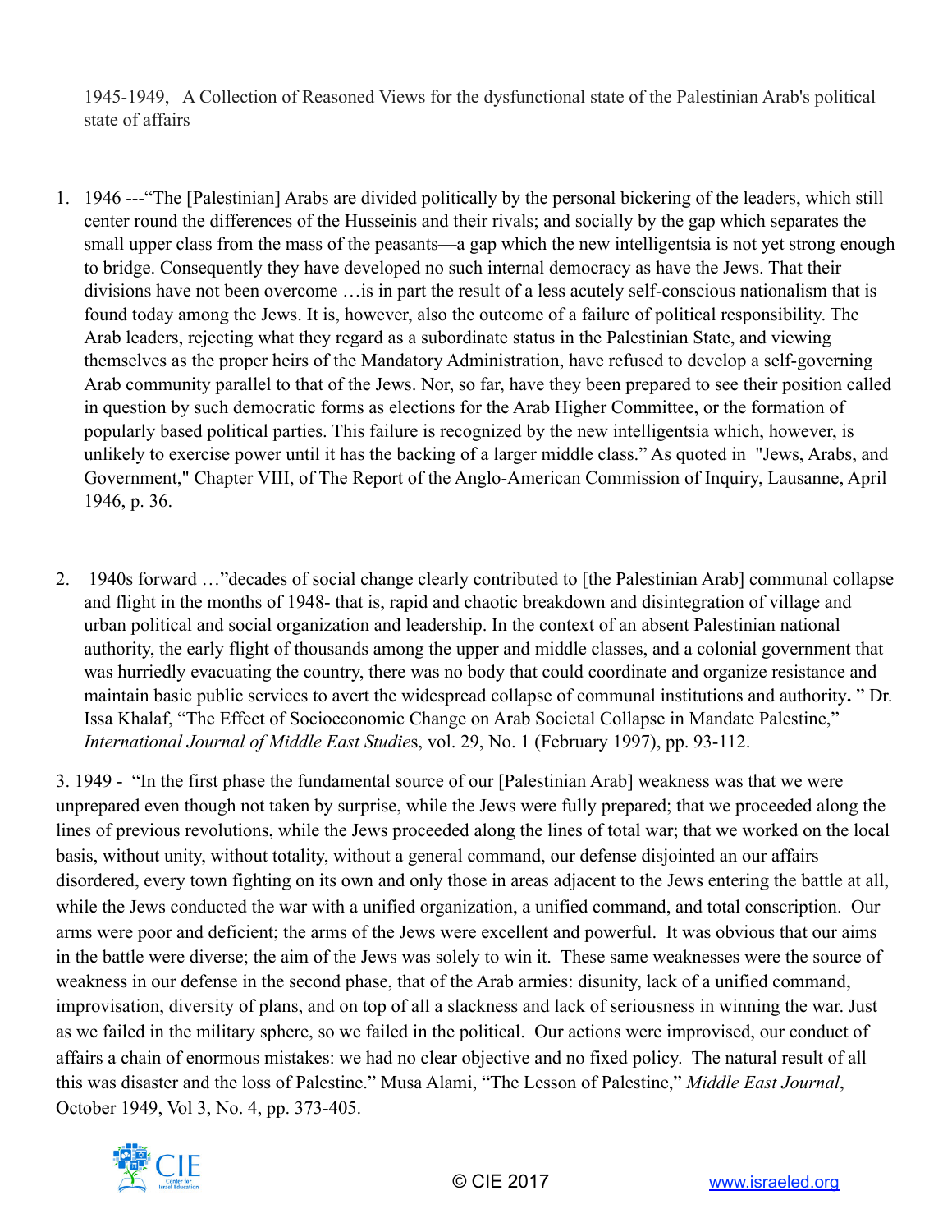1945-1949, A Collection of Reasoned Views for the dysfunctional state of the Palestinian Arab's political state of affairs

1. 1946 ---"The [Palestinian] Arabs are divided politically by the personal bickering of the leaders, which still center round the differences of the Husseinis and their rivals; and socially by the gap which separates the small upper class from the mass of the peasants—a gap which the new intelligentsia is not yet strong enough to bridge. Consequently they have developed no such internal democracy as have the Jews. That their divisions have not been overcome …is in part the result of a less acutely self-conscious nationalism that is found today among the Jews. It is, however, also the outcome of a failure of political responsibility. The Arab leaders, rejecting what they regard as a subordinate status in the Palestinian State, and viewing themselves as the proper heirs of the Mandatory Administration, have refused to develop a self-governing Arab community parallel to that of the Jews. Nor, so far, have they been prepared to see their position called in question by such democratic forms as elections for the Arab Higher Committee, or the formation of popularly based political parties. This failure is recognized by the new intelligentsia which, however, is unlikely to exercise power until it has the backing of a larger middle class." As quoted in "Jews, Arabs, and Government," Chapter VIII, of The Report of the Anglo-American Commission of Inquiry, Lausanne, April 1946, p. 36.

2. 1940s forward …"decades of social change clearly contributed to [the Palestinian Arab] communal collapse and flight in the months of 1948- that is, rapid and chaotic breakdown and disintegration of village and urban political and social organization and leadership. In the context of an absent Palestinian national authority, the early flight of thousands among the upper and middle classes, and a colonial government that was hurriedly evacuating the country, there was no body that could coordinate and organize resistance and maintain basic public services to avert the widespread collapse of communal institutions and authority**.** " Dr. Issa Khalaf, "The Effect of Socioeconomic Change on Arab Societal Collapse in Mandate Palestine," *International Journal of Middle East Studies*, vol. 29, No. 1 (February 1997), pp. 93-112.

3. 1949 - "In the first phase the fundamental source of our [Palestinian Arab] weakness was that we were unprepared even though not taken by surprise, while the Jews were fully prepared; that we proceeded along the lines of previous revolutions, while the Jews proceeded along the lines of total war; that we worked on the local basis, without unity, without totality, without a general command, our defense disjointed an our affairs disordered, every town fighting on its own and only those in areas adjacent to the Jews entering the battle at all, while the Jews conducted the war with a unified organization, a unified command, and total conscription. Our arms were poor and deficient; the arms of the Jews were excellent and powerful. It was obvious that our aims in the battle were diverse; the aim of the Jews was solely to win it. These same weaknesses were the source of weakness in our defense in the second phase, that of the Arab armies: disunity, lack of a unified command, improvisation, diversity of plans, and on top of all a slackness and lack of seriousness in winning the war. Just as we failed in the military sphere, so we failed in the political. Our actions were improvised, our conduct of affairs a chain of enormous mistakes: we had no clear objective and no fixed policy. The natural result of all this was disaster and the loss of Palestine." Musa Alami, "The Lesson of Palestine," *Middle East Journal*, October 1949, Vol 3, No. 4, pp. 373-405.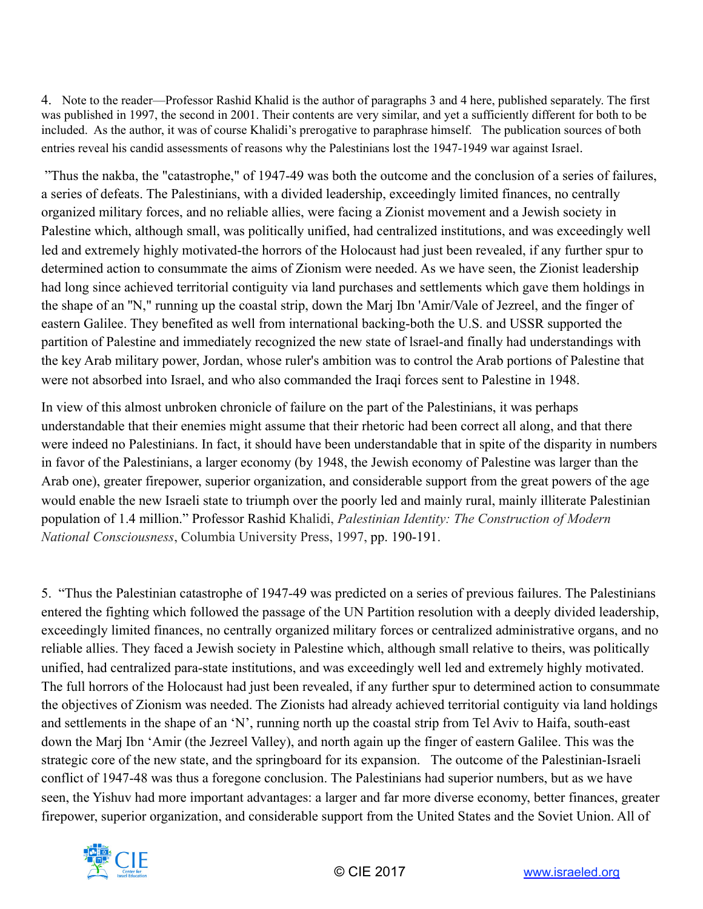4. Note to the reader—Professor Rashid Khalid is the author of paragraphs 3 and 4 here, published separately. The first was published in 1997, the second in 2001. Their contents are very similar, and yet a sufficiently different for both to be included. As the author, it was of course Khalidi's prerogative to paraphrase himself. The publication sources of both entries reveal his candid assessments of reasons why the Palestinians lost the 1947-1949 war against Israel.

"Thus the nakba, the "catastrophe," of 1947-49 was both the outcome and the conclusion of a series of failures, a series of defeats. The Palestinians, with a divided leadership, exceedingly limited finances, no centrally organized military forces, and no reliable allies, were facing a Zionist movement and a Jewish society in Palestine which, although small, was politically unified, had centralized institutions, and was exceedingly well led and extremely highly motivated-the horrors of the Holocaust had just been revealed, if any further spur to determined action to consummate the aims of Zionism were needed. As we have seen, the Zionist leadership had long since achieved territorial contiguity via land purchases and settlements which gave them holdings in the shape of an "N," running up the coastal strip, down the Marj Ibn 'Amir/Vale of Jezreel, and the finger of eastern Galilee. They benefited as well from international backing-both the U.S. and USSR supported the partition of Palestine and immediately recognized the new state of lsrael-and finally had understandings with the key Arab military power, Jordan, whose ruler's ambition was to control the Arab portions of Palestine that were not absorbed into Israel, and who also commanded the Iraqi forces sent to Palestine in 1948.

In view of this almost unbroken chronicle of failure on the part of the Palestinians, it was perhaps understandable that their enemies might assume that their rhetoric had been correct all along, and that there were indeed no Palestinians. In fact, it should have been understandable that in spite of the disparity in numbers in favor of the Palestinians, a larger economy (by 1948, the Jewish economy of Palestine was larger than the Arab one), greater firepower, superior organization, and considerable support from the great powers of the age would enable the new Israeli state to triumph over the poorly led and mainly rural, mainly illiterate Palestinian population of 1.4 million." Professor Rashid Khalidi, *Palestinian Identity: The Construction of Modern National Consciousness*, Columbia University Press, 1997, pp. 190-191.

5. "Thus the Palestinian catastrophe of 1947-49 was predicted on a series of previous failures. The Palestinians entered the fighting which followed the passage of the UN Partition resolution with a deeply divided leadership, exceedingly limited finances, no centrally organized military forces or centralized administrative organs, and no reliable allies. They faced a Jewish society in Palestine which, although small relative to theirs, was politically unified, had centralized para-state institutions, and was exceedingly well led and extremely highly motivated. The full horrors of the Holocaust had just been revealed, if any further spur to determined action to consummate the objectives of Zionism was needed. The Zionists had already achieved territorial contiguity via land holdings and settlements in the shape of an 'N', running north up the coastal strip from Tel Aviv to Haifa, south-east down the Marj Ibn 'Amir (the Jezreel Valley), and north again up the finger of eastern Galilee. This was the strategic core of the new state, and the springboard for its expansion. The outcome of the Palestinian-Israeli conflict of 1947-48 was thus a foregone conclusion. The Palestinians had superior numbers, but as we have seen, the Yishuv had more important advantages: a larger and far more diverse economy, better finances, greater firepower, superior organization, and considerable support from the United States and the Soviet Union. All of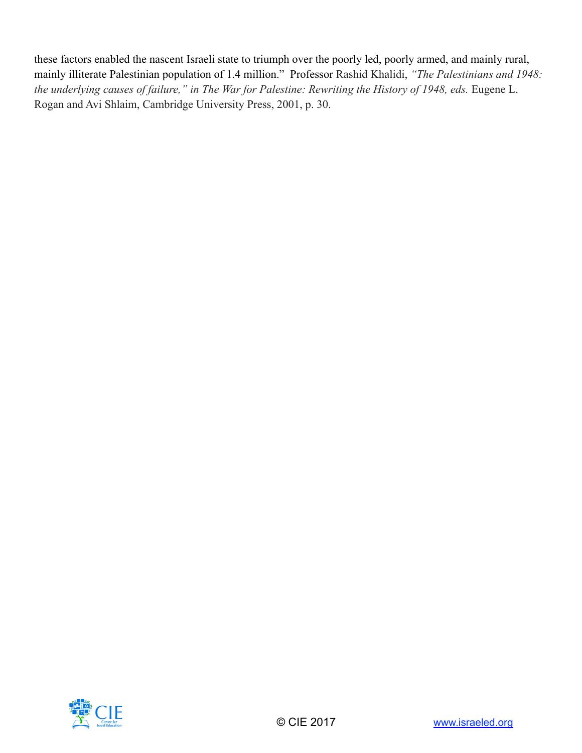these factors enabled the nascent Israeli state to triumph over the poorly led, poorly armed, and mainly rural, mainly illiterate Palestinian population of 1.4 million." Professor Rashid Khalidi, *"The Palestinians and 1948: the underlying causes of failure," in The War for Palestine: Rewriting the History of 1948, eds.* Eugene L. Rogan and Avi Shlaim, Cambridge University Press, 2001, p. 30.